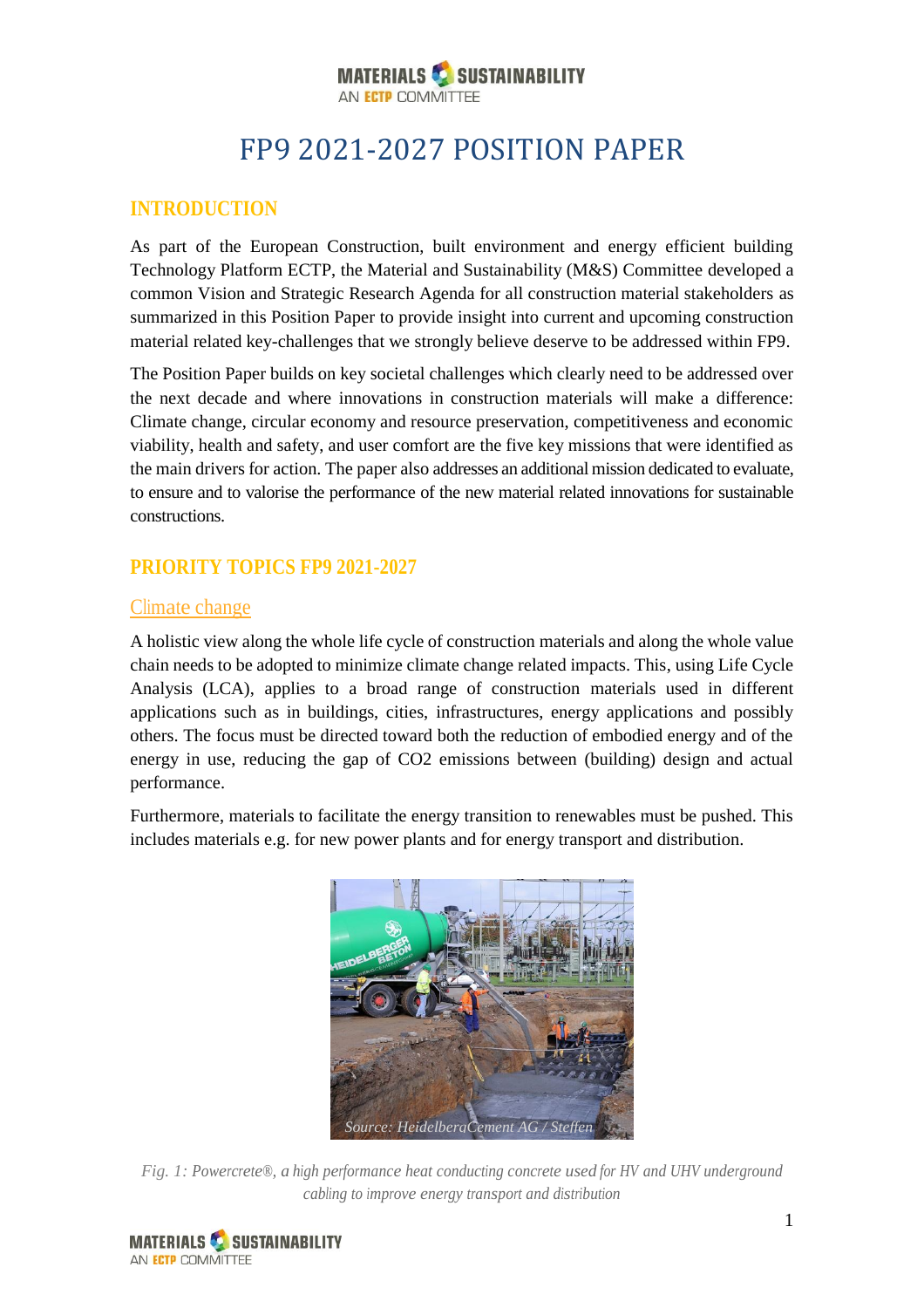# FP9 2021-2027 POSITION PAPER

## INTRODUCTION

As part of the European Construction, built environment and energy efficient building Technology Platform ECTP, the Material and Sustainability (M&S) Committee developed a common Vision and Strategic Research Agenda for all construction material stakeholders as summarized in this Position Paper to provide insight into current and upcoming construction material related key-challenges that we strongly believe deserve to be addressed within FP9.

The Position Paper builds on key societal challenges which clearly need to be addressed over the next decade and where innovations in construction materials will make a difference: Climate change, circular economy and resource preservation, competitiveness and economic viability, health and safety, and user comfort are the five key missions that were identified as the main drivers for action. The paper also addresses an additional mission dedicated to evaluate, to ensure and to valorise the performance of the new material related innovations for sustainable constructions.

## PRIORITY TOPICS FP9 2021-2027

### Climate change

A holistic view along the whole life cycle of construction materials and along the whole value chain needs to be adopted to minimize climate change related impacts. This, using Life Cycle Analysis (LCA), applies to a broad range of construction materials used in different applications such as in buildings, cities, infrastructures, energy applications and possibly others. The focus must be directed toward both the reduction of embodied energy and of the energy in use, reducing the gap of $CO_2$ emissions between (building) design and actual performance.

Furthermore, materials to facilitate the energy transition to renewables must be pushed. This includes materials e.g. for new power plants and for energy transport and distribution.

*Source: HeidelbergCement AG / Steffen*

*Fig. 1: Powercrete®, a high performance heat conducting concrete used for HV and UHV underground cabling to improve energy transport and distribution*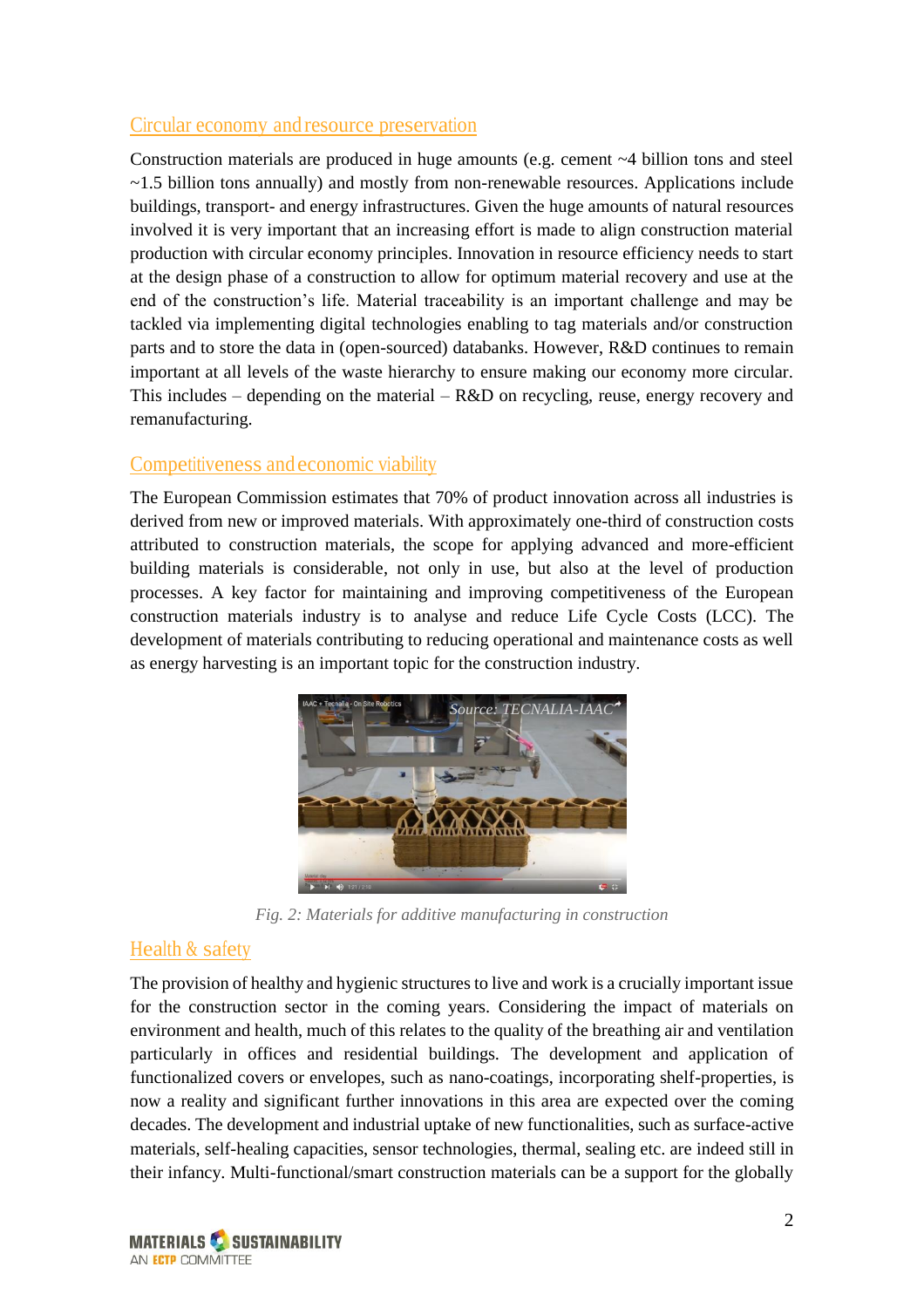## Circular economy and resource preservation

Construction materials are produced in huge amounts (e.g. cement ~4 billion tons and steel ~1.5 billion tons annually) and mostly from non-renewable resources. Applications include buildings, transport- and energy infrastructures. Given the huge amounts of natural resources involved it is very important that an increasing effort is made to align construction material production with circular economy principles. Innovation in resource efficiency needs to start at the design phase of a construction to allow for optimum material recovery and use at the end of the construction's life. Material traceability is an important challenge and may be tackled via implementing digital technologies enabling to tag materials and/or construction parts and to store the data in (open-sourced) databanks. However, R&D continues to remain important at all levels of the waste hierarchy to ensure making our economy more circular. This includes – depending on the material – R&D on recycling, reuse, energy recovery and remanufacturing.

## Competitiveness and economic viability

The European Commission estimates that 70% of product innovation across all industries is derived from new or improved materials. With approximately one-third of construction costs attributed to construction materials, the scope for applying advanced and more-efficient building materials is considerable, not only in use, but also at the level of production processes. A key factor for maintaining and improving competitiveness of the European construction materials industry is to analyse and reduce Life Cycle Costs (LCC). The development of materials contributing to reducing operational and maintenance costs as well as energy harvesting is an important topic for the construction industry.

*Fig. 2: Materials for additive manufacturing in construction*

## Health & safety

The provision of healthy and hygienic structures to live and work is a crucially important issue for the construction sector in the coming years. Considering the impact of materials on environment and health, much of this relates to the quality of the breathing air and ventilation particularly in offices and residential buildings. The development and application of functionalized covers or envelopes, such as nano-coatings, incorporating shelf-properties, is now a reality and significant further innovations in this area are expected over the coming decades. The development and industrial uptake of new functionalities, such as surface-active materials, self-healing capacities, sensor technologies, thermal, sealing etc. are indeed still in their infancy. Multi-functional/smart construction materials can be a support for the globally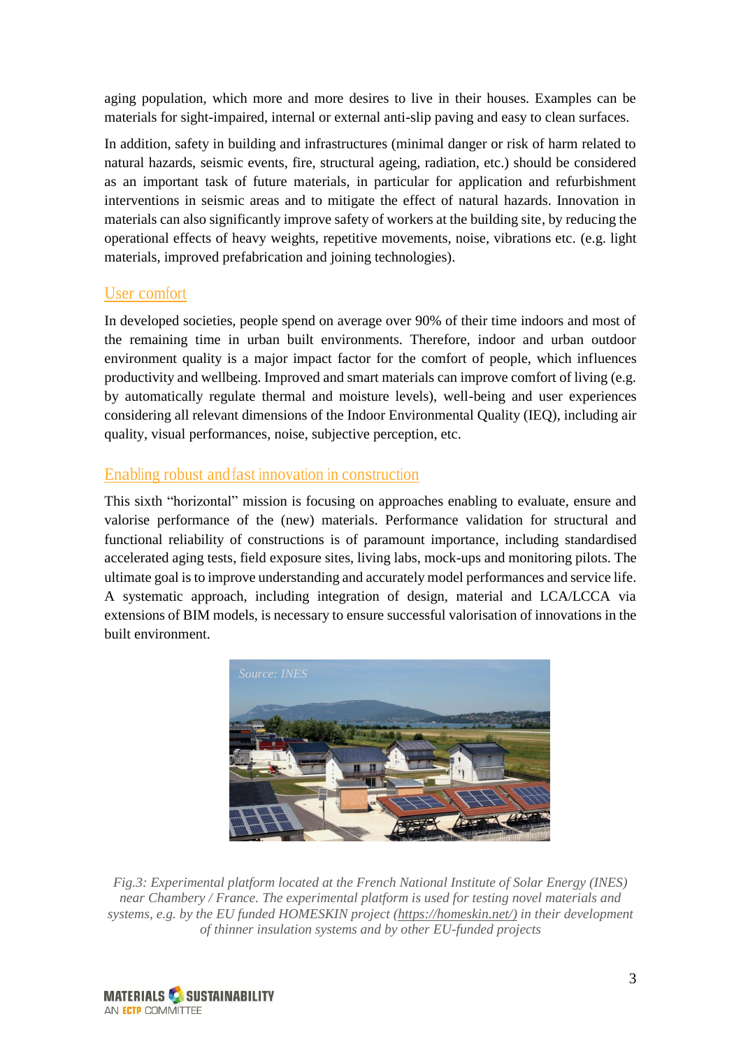aging population, which more and more desires to live in their houses. Examples can be materials for sight-impaired, internal or external anti-slip paving and easy to clean surfaces.

In addition, safety in building and infrastructures (minimal danger or risk of harm related to natural hazards, seismic events, fire, structural ageing, radiation, etc.) should be considered as an important task of future materials, in particular for application and refurbishment interventions in seismic areas and to mitigate the effect of natural hazards. Innovation in materials can also significantly improve safety of workers at the building site, by reducing the operational effects of heavy weights, repetitive movements, noise, vibrations etc. (e.g. light materials, improved prefabrication and joining technologies).

## User comfort

In developed societies, people spend on average over 90% of their time indoors and most of the remaining time in urban built environments. Therefore, indoor and urban outdoor environment quality is a major impact factor for the comfort of people, which influences productivity and wellbeing. Improved and smart materials can improve comfort of living (e.g. by automatically regulate thermal and moisture levels), well-being and user experiences considering all relevant dimensions of the Indoor Environmental Quality (IEQ), including air quality, visual performances, noise, subjective perception, etc.

## Enabling robust and fast innovation in construction

This sixth "horizontal" mission is focusing on approaches enabling to evaluate, ensure and valorise performance of the (new) materials. Performance validation for structural and functional reliability of constructions is of paramount importance, including standardised accelerated aging tests, field exposure sites, living labs, mock-ups and monitoring pilots. The ultimate goal is to improve understanding and accurately model performances and service life. A systematic approach, including integration of design, material and LCA/LCCA via extensions of BIM models, is necessary to ensure successful valorisation of innovations in the built environment.

*Source: INES*

*Fig.3: Experimental platform located at the French National Institute of Solar Energy (INES) near Chambery / France. The experimental platform is used for testing novel materials and systems, e.g. by the EU funded HOMESKIN project (https://homeskin.net/) in their development of thinner insulation systems and by other EU-funded projects*